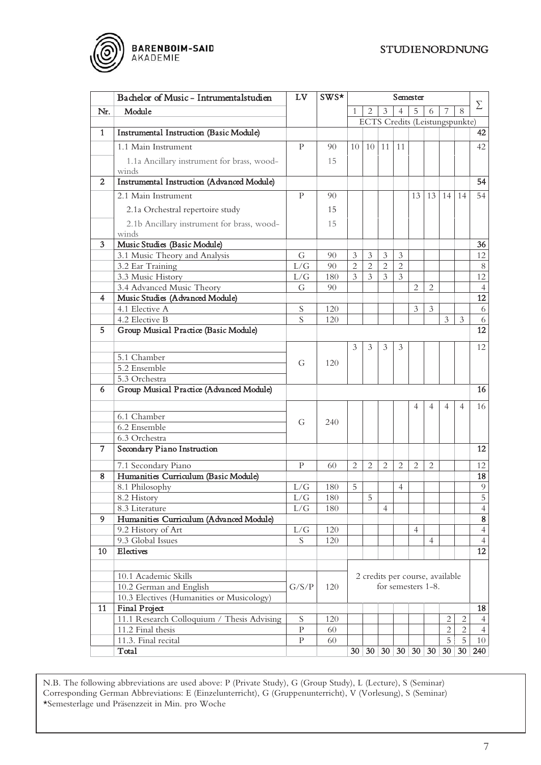# STUDIENORDNUNG

| Nr. | Bachelor of Music – Intrumentalstudien<br>Module | LV | SWS* | 1 | 2 | 3 | 4 | 5 | 6 | 7 | 8 | ∑ |
|---|---|---|---|---|---|---|---|---|---|---|---|---|
| | | | | ECTS Credits (Leistungspunkte) | | | | | | | | |
| 1 | **Instrumental Instruction (Basic Module)** | | | | | | | | | | | **42** |
| | 1.1 Main Instrument | P | 90 | 10 | 10 | 11 | 11 | | | | | 42 |
| | 1.1a Ancillary instrument for brass, woodwinds | | 15 | | | | | | | | | |
| 2 | **Instrumental Instruction (Advanced Module)** | | | | | | | | | | | **54** |
| | 2.1 Main Instrument | P | 90 | | | | | 13 | 13 | 14 | 14 | 54 |
| | 2.1a Orchestral repertoire study | | 15 | | | | | | | | | |
| | 2.1b Ancillary instrument for brass, woodwinds | | 15 | | | | | | | | | |
| 3 | **Music Studies (Basic Module)** | | | | | | | | | | | **36** |
| | 3.1 Music Theory and Analysis | G | 90 | 3 | 3 | 3 | 3 | | | | | 12 |
| | 3.2 Ear Training | L/G | 90 | 2 | 2 | 2 | 2 | | | | | 8 |
| | 3.3 Music History | L/G | 180 | 3 | 3 | 3 | 3 | | | | | 12 |
| | 3.4 Advanced Music Theory | G | 90 | | | | | 2 | 2 | | | 4 |
| 4 | **Music Studies (Advanced Module)** | | | | | | | | | | | **12** |
| | 4.1 Elective A | S | 120 | | | | | 3 | 3 | | | 6 |
| | 4.2 Elective B | S | 120 | | | | | | | 3 | 3 | 6 |
| 5 | **Group Musical Practice (Basic Module)** | | | | | | | | | | | **12** |
| | 5.1 Chamber<br>5.2 Ensemble<br>5.3 Orchestra | G | 120 | 3 | 3 | 3 | 3 | | | | | 12 |
| 6 | **Group Musical Practice (Advanced Module)** | | | | | | | | | | | **16** |
| | 6.1 Chamber<br>6.2 Ensemble<br>6.3 Orchestra | G | 240 | | | | | 4 | 4 | 4 | 4 | 16 |
| 7 | **Secondary Piano Instruction** | | | | | | | | | | | **12** |
| | 7.1 Secondary Piano | P | 60 | 2 | 2 | 2 | 2 | 2 | 2 | | | 12 |
| 8 | **Humanities Curriculum (Basic Module)** | | | | | | | | | | | **18** |
| | 8.1 Philosophy | L/G | 180 | 5 | | | 4 | | | | | 9 |
| | 8.2 History | L/G | 180 | | 5 | | | | | | | 5 |
| | 8.3 Literature | L/G | 180 | | | 4 | | | | | | 4 |
| 9 | **Humanities Curriculum (Advanced Module)** | | | | | | | | | | | **8** |
| | 9.2 History of Art | L/G | 120 | | | | | 4 | | | | 4 |
| | 9.3 Global Issues | S | 120 | | | | | | 4 | | | 4 |
| 10 | **Electives** | | | | | | | | | | | **12** |
| | 10.1 Academic Skills<br>10.2 German and English<br>10.3 Electives (Humanities or Musicology) | G/S/P | 120 | 2 credits per course, available for semesters 1-8. | | | | | | | | |
| 11 | **Final Project** | | | | | | | | | | | **18** |
| | 11.1 Research Colloquium / Thesis Advising | S | 120 | | | | | | | 2 | 2 | 4 |
| | 11.2 Final thesis | P | 60 | | | | | | | 2 | 2 | 4 |
| | 11.3. Final recital | P | 60 | | | | | | | 5 | 5 | 10 |
| | **Total** | | | **30** | **30** | **30** | **30** | **30** | **30** | **30** | **30** | **240** |

N.B. The following abbreviations are used above: P (Private Study), G (Group Study), L (Lecture), S (Seminar)
Corresponding German Abbreviations: E (Einzelunterricht), G (Gruppenunterricht), V (Vorlesung), S (Seminar)
*Semesterlage und Präsenzzeit in Min. pro Woche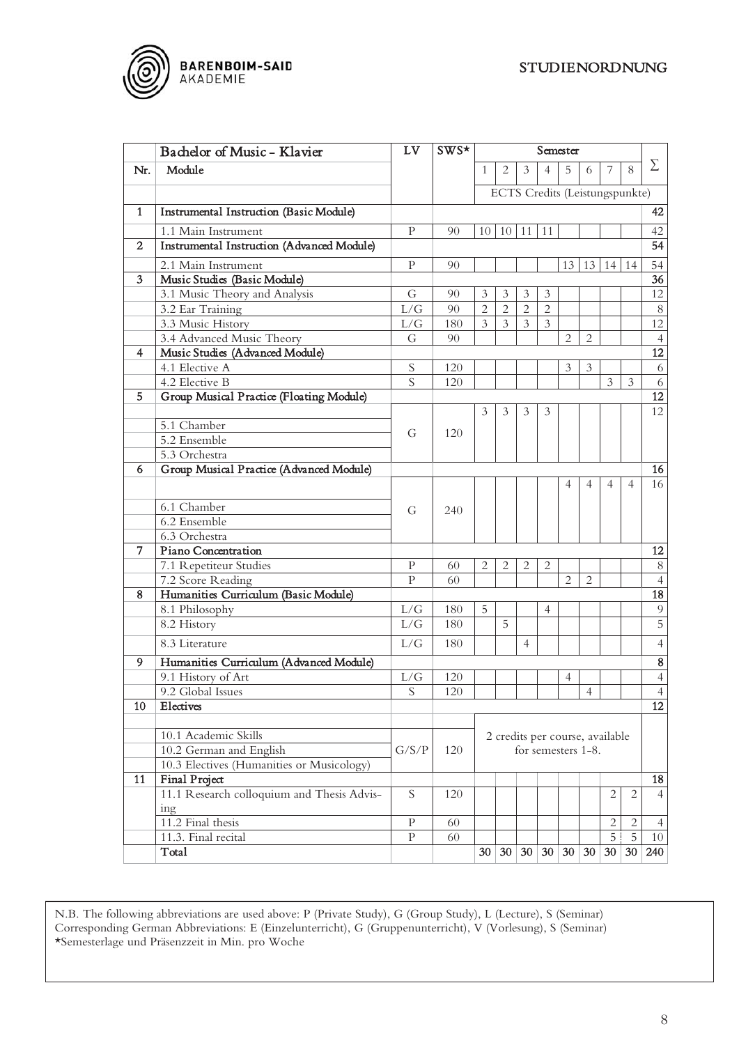| | Bachelor of Music - Klavier | LV | SWS* | Semester | | | | | | | | ∑ |
|---|---|---|---|---|---|---|---|---|---|---|---|---|
| Nr. | Module | | | 1 | 2 | 3 | 4 | 5 | 6 | 7 | 8 | |
| | | | | ECTS Credits (Leistungspunkte) | | | | | | | | |
| 1 | Instrumental Instruction (Basic Module) | | | | | | | | | | | 42 |
| | 1.1 Main Instrument | P | 90 | 10 | 10 | 11 | 11 | | | | | 42 |
| 2 | Instrumental Instruction (Advanced Module) | | | | | | | | | | | 54 |
| | 2.1 Main Instrument | P | 90 | | | | | 13 | 13 | 14 | 14 | 54 |
| 3 | Music Studies (Basic Module) | | | | | | | | | | | 36 |
| | 3.1 Music Theory and Analysis | G | 90 | 3 | 3 | 3 | 3 | | | | | 12 |
| | 3.2 Ear Training | L/G | 90 | 2 | 2 | 2 | 2 | | | | | 8 |
| | 3.3 Music History | L/G | 180 | 3 | 3 | 3 | 3 | | | | | 12 |
| | 3.4 Advanced Music Theory | G | 90 | | | | | 2 | 2 | | | 4 |
| 4 | Music Studies (Advanced Module) | | | | | | | | | | | 12 |
| | 4.1 Elective A | S | 120 | | | | | 3 | 3 | | | 6 |
| | 4.2 Elective B | S | 120 | | | | | | | 3 | 3 | 6 |
| 5 | Group Musical Practice (Floating Module) | | | | | | | | | | | 12 |
| | 5.1 Chamber<br>5.2 Ensemble<br>5.3 Orchestra | G | 120 | 3 | 3 | 3 | 3 | | | | | 12 |
| 6 | Group Musical Practice (Advanced Module) | | | | | | | | | | | 16 |
| | 6.1 Chamber<br>6.2 Ensemble<br>6.3 Orchestra | G | 240 | | | | | 4 | 4 | 4 | 4 | 16 |
| 7 | Piano Concentration | | | | | | | | | | | 12 |
| | 7.1 Repetiteur Studies | P | 60 | 2 | 2 | 2 | 2 | | | | | 8 |
| | 7.2 Score Reading | P | 60 | | | | | 2 | 2 | | | 4 |
| 8 | Humanities Curriculum (Basic Module) | | | | | | | | | | | 18 |
| | 8.1 Philosophy | L/G | 180 | 5 | | | 4 | | | | | 9 |
| | 8.2 History | L/G | 180 | | 5 | | | | | | | 5 |
| | 8.3 Literature | L/G | 180 | | | 4 | | | | | | 4 |
| 9 | Humanities Curriculum (Advanced Module) | | | | | | | | | | | 8 |
| | 9.1 History of Art | L/G | 120 | | | | | 4 | | | | 4 |
| | 9.2 Global Issues | S | 120 | | | | | | 4 | | | 4 |
| 10 | Electives | | | | | | | | | | | 12 |
| | 10.1 Academic Skills<br>10.2 German and English<br>10.3 Electives (Humanities or Musicology) | G/S/P | 120 | 2 credits per course, available for semesters 1-8. | | | | | | | | |
| 11 | Final Project | | | | | | | | | | | 18 |
| | 11.1 Research colloquium and Thesis Advising | S | 120 | | | | | | | 2 | 2 | 4 |
| | 11.2 Final thesis | P | 60 | | | | | | | 2 | 2 | 4 |
| | 11.3. Final recital | P | 60 | | | | | | | 5 | 5 | 10 |
| | Total | | | 30 | 30 | 30 | 30 | 30 | 30 | 30 | 30 | 240 |

N.B. The following abbreviations are used above: P (Private Study), G (Group Study), L (Lecture), S (Seminar)
Corresponding German Abbreviations: E (Einzelunterricht), G (Gruppenunterricht), V (Vorlesung), S (Seminar)
*Semesterlage und Präsenzzeit in Min. pro Woche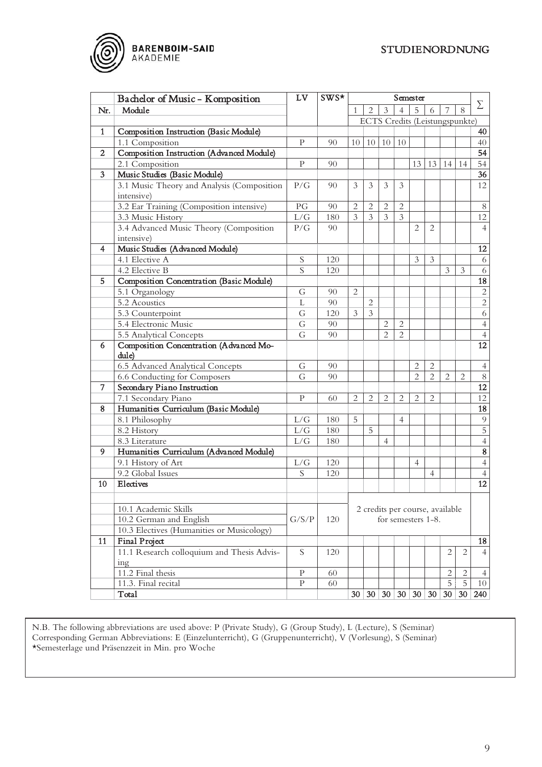| | Bachelor of Music - Komposition | LV | SWS* | Semester | | | | | | | | ∑ |
|---|---|---|---|---|---|---|---|---|---|---|---|---|
| Nr. | Module | | | 1 | 2 | 3 | 4 | 5 | 6 | 7 | 8 | |
| | | | | ECTS Credits (Leistungspunkte) | | | | | | | | |
| 1 | **Composition Instruction (Basic Module)** | | | | | | | | | | | **40** |
| | 1.1 Composition | P | 90 | 10 | 10 | 10 | 10 | | | | | 40 |
| 2 | **Composition Instruction (Advanced Module)** | | | | | | | | | | | **54** |
| | 2.1 Composition | P | 90 | | | | | 13 | 13 | 14 | 14 | 54 |
| 3 | **Music Studies (Basic Module)** | | | | | | | | | | | **36** |
| | 3.1 Music Theory and Analysis (Composition intensive) | P/G | 90 | 3 | 3 | 3 | 3 | | | | | 12 |
| | 3.2 Ear Training (Composition intensive) | PG | 90 | 2 | 2 | 2 | 2 | | | | | 8 |
| | 3.3 Music History | L/G | 180 | 3 | 3 | 3 | 3 | | | | | 12 |
| | 3.4 Advanced Music Theory (Composition intensive) | P/G | 90 | | | | | 2 | 2 | | | 4 |
| 4 | **Music Studies (Advanced Module)** | | | | | | | | | | | **12** |
| | 4.1 Elective A | S | 120 | | | | | 3 | 3 | | | 6 |
| | 4.2 Elective B | S | 120 | | | | | | | 3 | 3 | 6 |
| 5 | **Composition Concentration (Basic Module)** | | | | | | | | | | | **18** |
| | 5.1 Organology | G | 90 | 2 | | | | | | | | 2 |
| | 5.2 Acoustics | L | 90 | | 2 | | | | | | | 2 |
| | 5.3 Counterpoint | G | 120 | 3 | 3 | | | | | | | 6 |
| | 5.4 Electronic Music | G | 90 | | | 2 | 2 | | | | | 4 |
| | 5.5 Analytical Concepts | G | 90 | | | 2 | 2 | | | | | 4 |
| 6 | **Composition Concentration (Advanced Module)** | | | | | | | | | | | **12** |
| | 6.5 Advanced Analytical Concepts | G | 90 | | | | | 2 | 2 | | | 4 |
| | 6.6 Conducting for Composers | G | 90 | | | | | 2 | 2 | 2 | 2 | 8 |
| 7 | **Secondary Piano Instruction** | | | | | | | | | | | **12** |
| | 7.1 Secondary Piano | P | 60 | 2 | 2 | 2 | 2 | 2 | 2 | | | 12 |
| 8 | **Humanities Curriculum (Basic Module)** | | | | | | | | | | | **18** |
| | 8.1 Philosophy | L/G | 180 | 5 | | | 4 | | | | | 9 |
| | 8.2 History | L/G | 180 | | 5 | | | | | | | 5 |
| | 8.3 Literature | L/G | 180 | | | 4 | | | | | | 4 |
| 9 | **Humanities Curriculum (Advanced Module)** | | | | | | | | | | | **8** |
| | 9.1 History of Art | L/G | 120 | | | | | 4 | | | | 4 |
| | 9.2 Global Issues | S | 120 | | | | | | 4 | | | 4 |
| 10 | **Electives** | | | | | | | | | | | **12** |
| | 10.1 Academic Skills | G/S/P | 120 | 2 credits per course, available for semesters 1-8. | | | | | | | | |
| | 10.2 German and English | | | | | | | | | | | |
| | 10.3 Electives (Humanities or Musicology) | | | | | | | | | | | |
| 11 | **Final Project** | | | | | | | | | | | **18** |
| | 11.1 Research colloquium and Thesis Advising | S | 120 | | | | | | | 2 | 2 | 4 |
| | 11.2 Final thesis | P | 60 | | | | | | | 2 | 2 | 4 |
| | 11.3. Final recital | P | 60 | | | | | | | 5 | 5 | 10 |
| | **Total** | | | **30** | **30** | **30** | **30** | **30** | **30** | **30** | **30** | **240** |

N.B. The following abbreviations are used above: P (Private Study), G (Group Study), L (Lecture), S (Seminar)
Corresponding German Abbreviations: E (Einzelunterricht), G (Gruppenunterricht), V (Vorlesung), S (Seminar)
*Semesterlage und Präsenzzeit in Min. pro Woche